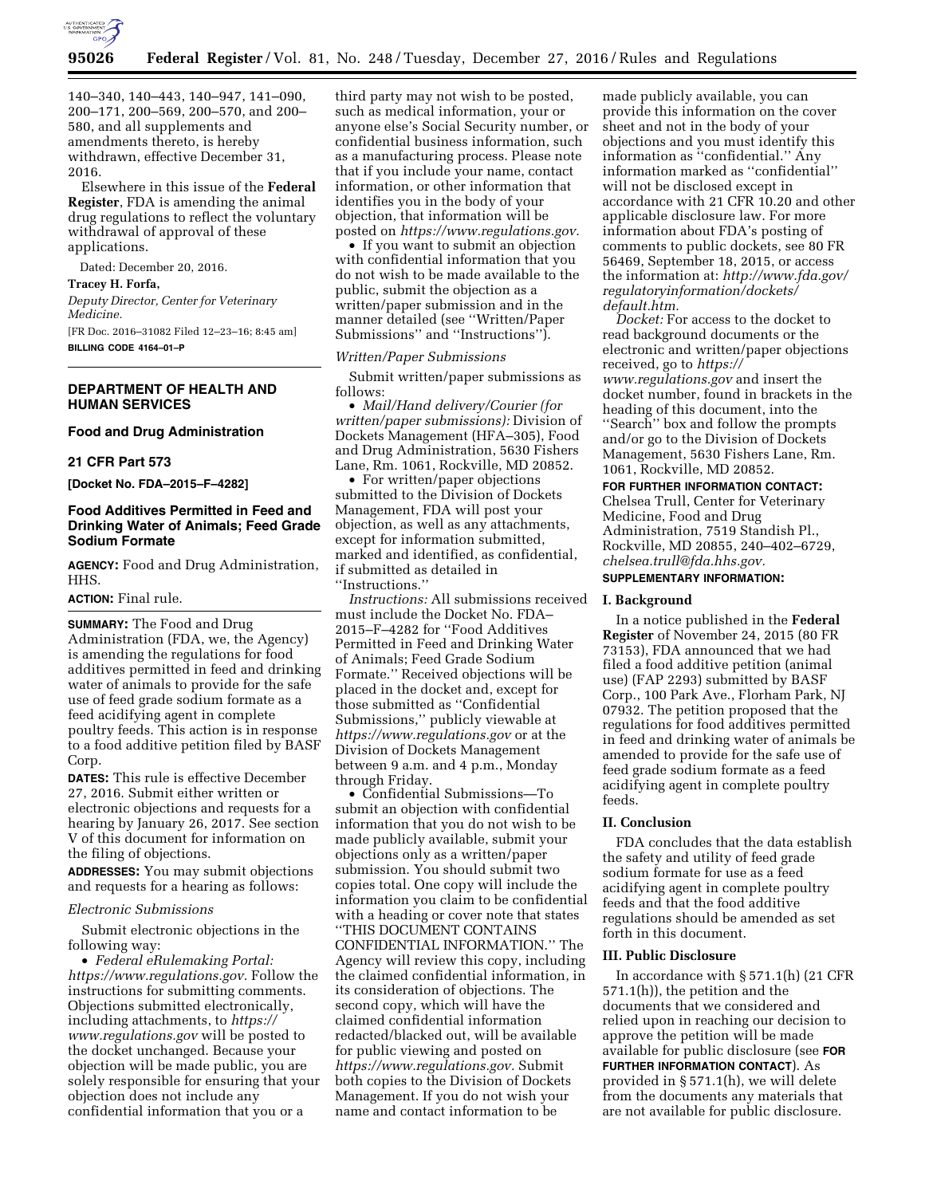140–340, 140–443, 140–947, 141–090, 200–171, 200–569, 200–570, and 200–580, and all supplements and amendments thereto, is hereby withdrawn, effective December 31, 2016.

Elsewhere in this issue of the **Federal Register**, FDA is amending the animal drug regulations to reflect the voluntary withdrawal of approval of these applications.

Dated: December 20, 2016.

**Tracey H. Forfa,**

*Deputy Director, Center for Veterinary Medicine.*

[FR Doc. 2016–31082 Filed 12–23–16; 8:45 am]

**BILLING CODE 4164–01–P**

## DEPARTMENT OF HEALTH AND HUMAN SERVICES

### Food and Drug Administration

### 21 CFR Part 573

**[Docket No. FDA–2015–F–4282]**

### Food Additives Permitted in Feed and Drinking Water of Animals; Feed Grade Sodium Formate

**AGENCY:** Food and Drug Administration, HHS.

**ACTION:** Final rule.

**SUMMARY:** The Food and Drug Administration (FDA, we, the Agency) is amending the regulations for food additives permitted in feed and drinking water of animals to provide for the safe use of feed grade sodium formate as a feed acidifying agent in complete poultry feeds. This action is in response to a food additive petition filed by BASF Corp.

**DATES:** This rule is effective December 27, 2016. Submit either written or electronic objections and requests for a hearing by January 26, 2017. See section V of this document for information on the filing of objections.

**ADDRESSES:** You may submit objections and requests for a hearing as follows:

*Electronic Submissions*

Submit electronic objections in the following way:

- *Federal eRulemaking Portal: https://www.regulations.gov.* Follow the instructions for submitting comments. Objections submitted electronically, including attachments, to *https://www.regulations.gov* will be posted to the docket unchanged. Because your objection will be made public, you are solely responsible for ensuring that your objection does not include any confidential information that you or a third party may not wish to be posted, such as medical information, your or anyone else's Social Security number, or confidential business information, such as a manufacturing process. Please note that if you include your name, contact information, or other information that identifies you in the body of your objection, that information will be posted on *https://www.regulations.gov.*
- If you want to submit an objection with confidential information that you do not wish to be made available to the public, submit the objection as a written/paper submission and in the manner detailed (see "Written/Paper Submissions" and "Instructions").

*Written/Paper Submissions*

Submit written/paper submissions as follows:

- *Mail/Hand delivery/Courier (for written/paper submissions):* Division of Dockets Management (HFA–305), Food and Drug Administration, 5630 Fishers Lane, Rm. 1061, Rockville, MD 20852.
- For written/paper objections submitted to the Division of Dockets Management, FDA will post your objection, as well as any attachments, except for information submitted, marked and identified, as confidential, if submitted as detailed in "Instructions."

*Instructions:* All submissions received must include the Docket No. FDA–2015–F–4282 for "Food Additives Permitted in Feed and Drinking Water of Animals; Feed Grade Sodium Formate." Received objections will be placed in the docket and, except for those submitted as "Confidential Submissions," publicly viewable at *https://www.regulations.gov* or at the Division of Dockets Management between 9 a.m. and 4 p.m., Monday through Friday.

- Confidential Submissions—To submit an objection with confidential information that you do not wish to be made publicly available, submit your objections only as a written/paper submission. You should submit two copies total. One copy will include the information you claim to be confidential with a heading or cover note that states "THIS DOCUMENT CONTAINS CONFIDENTIAL INFORMATION." The Agency will review this copy, including the claimed confidential information, in its consideration of objections. The second copy, which will have the claimed confidential information redacted/blacked out, will be available for public viewing and posted on *https://www.regulations.gov.* Submit both copies to the Division of Dockets Management. If you do not wish your name and contact information to be made publicly available, you can provide this information on the cover sheet and not in the body of your objections and you must identify this information as "confidential." Any information marked as "confidential" will not be disclosed except in accordance with 21 CFR 10.20 and other applicable disclosure law. For more information about FDA's posting of comments to public dockets, see 80 FR 56469, September 18, 2015, or access the information at: *http://www.fda.gov/regulatoryinformation/dockets/default.htm.*

*Docket:* For access to the docket to read background documents or the electronic and written/paper objections received, go to *https://www.regulations.gov* and insert the docket number, found in brackets in the heading of this document, into the "Search" box and follow the prompts and/or go to the Division of Dockets Management, 5630 Fishers Lane, Rm. 1061, Rockville, MD 20852.

**FOR FURTHER INFORMATION CONTACT:** Chelsea Trull, Center for Veterinary Medicine, Food and Drug Administration, 7519 Standish Pl., Rockville, MD 20855, 240–402–6729, *chelsea.trull@fda.hhs.gov.*

**SUPPLEMENTARY INFORMATION:**

#### I. Background

In a notice published in the **Federal Register** of November 24, 2015 (80 FR 73153), FDA announced that we had filed a food additive petition (animal use) (FAP 2293) submitted by BASF Corp., 100 Park Ave., Florham Park, NJ 07932. The petition proposed that the regulations for food additives permitted in feed and drinking water of animals be amended to provide for the safe use of feed grade sodium formate as a feed acidifying agent in complete poultry feeds.

#### II. Conclusion

FDA concludes that the data establish the safety and utility of feed grade sodium formate for use as a feed acidifying agent in complete poultry feeds and that the food additive regulations should be amended as set forth in this document.

#### III. Public Disclosure

In accordance with § 571.1(h) (21 CFR 571.1(h)), the petition and the documents that we considered and relied upon in reaching our decision to approve the petition will be made available for public disclosure (see **FOR FURTHER INFORMATION CONTACT**). As provided in § 571.1(h), we will delete from the documents any materials that are not available for public disclosure.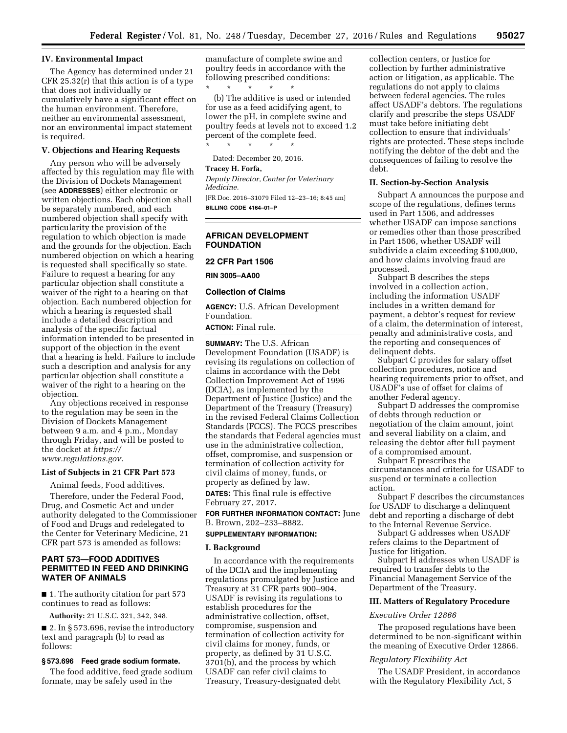### IV. Environmental Impact

The Agency has determined under 21 CFR 25.32(r) that this action is of a type that does not individually or cumulatively have a significant effect on the human environment. Therefore, neither an environmental assessment, nor an environmental impact statement is required.

### V. Objections and Hearing Requests

Any person who will be adversely affected by this regulation may file with the Division of Dockets Management (see **ADDRESSES**) either electronic or written objections. Each objection shall be separately numbered, and each numbered objection shall specify with particularity the provision of the regulation to which objection is made and the grounds for the objection. Each numbered objection on which a hearing is requested shall specifically so state. Failure to request a hearing for any particular objection shall constitute a waiver of the right to a hearing on that objection. Each numbered objection for which a hearing is requested shall include a detailed description and analysis of the specific factual information intended to be presented in support of the objection in the event that a hearing is held. Failure to include such a description and analysis for any particular objection shall constitute a waiver of the right to a hearing on the objection.

Any objections received in response to the regulation may be seen in the Division of Dockets Management between 9 a.m. and 4 p.m., Monday through Friday, and will be posted to the docket at *https://www.regulations.gov*.

### List of Subjects in 21 CFR Part 573

Animal feeds, Food additives.

Therefore, under the Federal Food, Drug, and Cosmetic Act and under authority delegated to the Commissioner of Food and Drugs and redelegated to the Center for Veterinary Medicine, 21 CFR part 573 is amended as follows:

## PART 573—FOOD ADDITIVES PERMITTED IN FEED AND DRINKING WATER OF ANIMALS

■ 1. The authority citation for part 573 continues to read as follows:

**Authority:** 21 U.S.C. 321, 342, 348.

■ 2. In § 573.696, revise the introductory text and paragraph (b) to read as follows:

**§ 573.696 Feed grade sodium formate.**

The food additive, feed grade sodium formate, may be safely used in the manufacture of complete swine and poultry feeds in accordance with the following prescribed conditions:

\* \* \* \* \*

(b) The additive is used or intended for use as a feed acidifying agent, to lower the pH, in complete swine and poultry feeds at levels not to exceed 1.2 percent of the complete feed.

\* \* \* \* \*

Dated: December 20, 2016.

**Tracey H. Forfa,**

*Deputy Director, Center for Veterinary Medicine.*

[FR Doc. 2016–31079 Filed 12–23–16; 8:45 am]

**BILLING CODE 4164–01–P**

---

## AFRICAN DEVELOPMENT FOUNDATION

## 22 CFR Part 1506

**RIN 3005–AA00**

## Collection of Claims

**AGENCY:** U.S. African Development Foundation.

**ACTION:** Final rule.

---

**SUMMARY:** The U.S. African Development Foundation (USADF) is revising its regulations on collection of claims in accordance with the Debt Collection Improvement Act of 1996 (DCIA), as implemented by the Department of Justice (Justice) and the Department of the Treasury (Treasury) in the revised Federal Claims Collection Standards (FCCS). The FCCS prescribes the standards that Federal agencies must use in the administrative collection, offset, compromise, and suspension or termination of collection activity for civil claims of money, funds, or property as defined by law.

**DATES:** This final rule is effective February 27, 2017.

**FOR FURTHER INFORMATION CONTACT:** June B. Brown, 202–233–8882.

**SUPPLEMENTARY INFORMATION:**

### I. Background

In accordance with the requirements of the DCIA and the implementing regulations promulgated by Justice and Treasury at 31 CFR parts 900–904, USADF is revising its regulations to establish procedures for the administrative collection, offset, compromise, suspension and termination of collection activity for civil claims for money, funds, or property, as defined by 31 U.S.C. 3701(b), and the process by which USADF can refer civil claims to Treasury, Treasury-designated debt collection centers, or Justice for collection by further administrative action or litigation, as applicable. The regulations do not apply to claims between federal agencies. The rules affect USADF's debtors. The regulations clarify and prescribe the steps USADF must take before initiating debt collection to ensure that individuals' rights are protected. These steps include notifying the debtor of the debt and the consequences of failing to resolve the debt.

### II. Section-by-Section Analysis

Subpart A announces the purpose and scope of the regulations, defines terms used in Part 1506, and addresses whether USADF can impose sanctions or remedies other than those prescribed in Part 1506, whether USADF will subdivide a claim exceeding $100,000, and how claims involving fraud are processed.

Subpart B describes the steps involved in a collection action, including the information USADF includes in a written demand for payment, a debtor's request for review of a claim, the determination of interest, penalty and administrative costs, and the reporting and consequences of delinquent debts.

Subpart C provides for salary offset collection procedures, notice and hearing requirements prior to offset, and USADF's use of offset for claims of another Federal agency.

Subpart D addresses the compromise of debts through reduction or negotiation of the claim amount, joint and several liability on a claim, and releasing the debtor after full payment of a compromised amount.

Subpart E prescribes the circumstances and criteria for USADF to suspend or terminate a collection action.

Subpart F describes the circumstances for USADF to discharge a delinquent debt and reporting a discharge of debt to the Internal Revenue Service.

Subpart G addresses when USADF refers claims to the Department of Justice for litigation.

Subpart H addresses when USADF is required to transfer debts to the Financial Management Service of the Department of the Treasury.

### III. Matters of Regulatory Procedure

*Executive Order 12866*

The proposed regulations have been determined to be non-significant within the meaning of Executive Order 12866.

*Regulatory Flexibility Act*

The USADF President, in accordance with the Regulatory Flexibility Act, 5